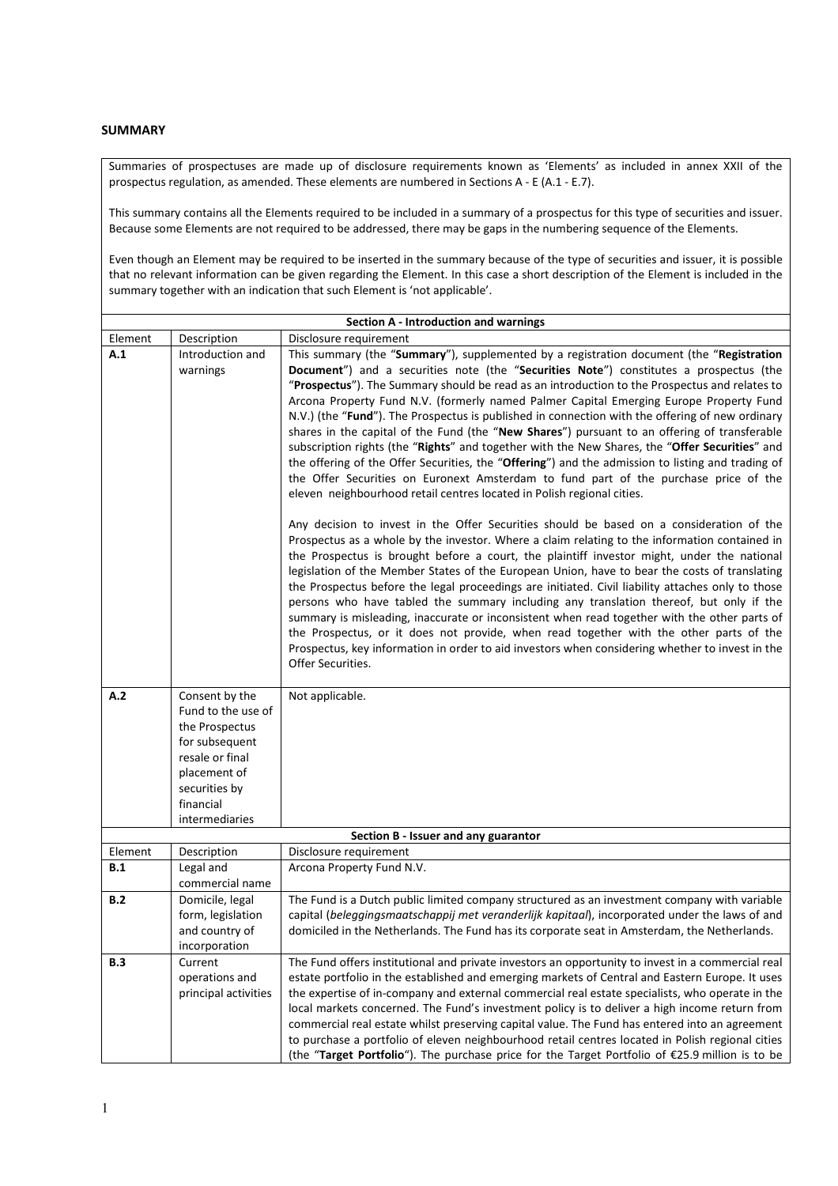**SUMMARY**

Summaries of prospectuses are made up of disclosure requirements known as 'Elements' as included in annex XXII of the prospectus regulation, as amended. These elements are numbered in Sections A - E (A.1 - E.7).

This summary contains all the Elements required to be included in a summary of a prospectus for this type of securities and issuer. Because some Elements are not required to be addressed, there may be gaps in the numbering sequence of the Elements.

Even though an Element may be required to be inserted in the summary because of the type of securities and issuer, it is possible that no relevant information can be given regarding the Element. In this case a short description of the Element is included in the summary together with an indication that such Element is 'not applicable'.

| **Section A - Introduction and warnings** | | |
|---|---|---|
| Element | Description | Disclosure requirement |
| **A.1** | Introduction and warnings | This summary (the "**Summary**"), supplemented by a registration document (the "**Registration Document**") and a securities note (the "**Securities Note**") constitutes a prospectus (the "**Prospectus**"). The Summary should be read as an introduction to the Prospectus and relates to Arcona Property Fund N.V. (formerly named Palmer Capital Emerging Europe Property Fund N.V.) (the "**Fund**"). The Prospectus is published in connection with the offering of new ordinary shares in the capital of the Fund (the "**New Shares**") pursuant to an offering of transferable subscription rights (the "**Rights**" and together with the New Shares, the "**Offer Securities**" and the offering of the Offer Securities, the "**Offering**") and the admission to listing and trading of the Offer Securities on Euronext Amsterdam to fund part of the purchase price of the eleven neighbourhood retail centres located in Polish regional cities.<br><br>Any decision to invest in the Offer Securities should be based on a consideration of the Prospectus as a whole by the investor. Where a claim relating to the information contained in the Prospectus is brought before a court, the plaintiff investor might, under the national legislation of the Member States of the European Union, have to bear the costs of translating the Prospectus before the legal proceedings are initiated. Civil liability attaches only to those persons who have tabled the summary including any translation thereof, but only if the summary is misleading, inaccurate or inconsistent when read together with the other parts of the Prospectus, or it does not provide, when read together with the other parts of the Prospectus, key information in order to aid investors when considering whether to invest in the Offer Securities. |
| **A.2** | Consent by the Fund to the use of the Prospectus for subsequent resale or final placement of securities by financial intermediaries | Not applicable. |
| **Section B - Issuer and any guarantor** | | |
| Element | Description | Disclosure requirement |
| **B.1** | Legal and commercial name | Arcona Property Fund N.V. |
| **B.2** | Domicile, legal form, legislation and country of incorporation | The Fund is a Dutch public limited company structured as an investment company with variable capital (*beleggingsmaatschappij met veranderlijk kapitaal*), incorporated under the laws of and domiciled in the Netherlands. The Fund has its corporate seat in Amsterdam, the Netherlands. |
| **B.3** | Current operations and principal activities | The Fund offers institutional and private investors an opportunity to invest in a commercial real estate portfolio in the established and emerging markets of Central and Eastern Europe. It uses the expertise of in-company and external commercial real estate specialists, who operate in the local markets concerned. The Fund's investment policy is to deliver a high income return from commercial real estate whilst preserving capital value. The Fund has entered into an agreement to purchase a portfolio of eleven neighbourhood retail centres located in Polish regional cities (the "**Target Portfolio**"). The purchase price for the Target Portfolio of €25.9 million is to be |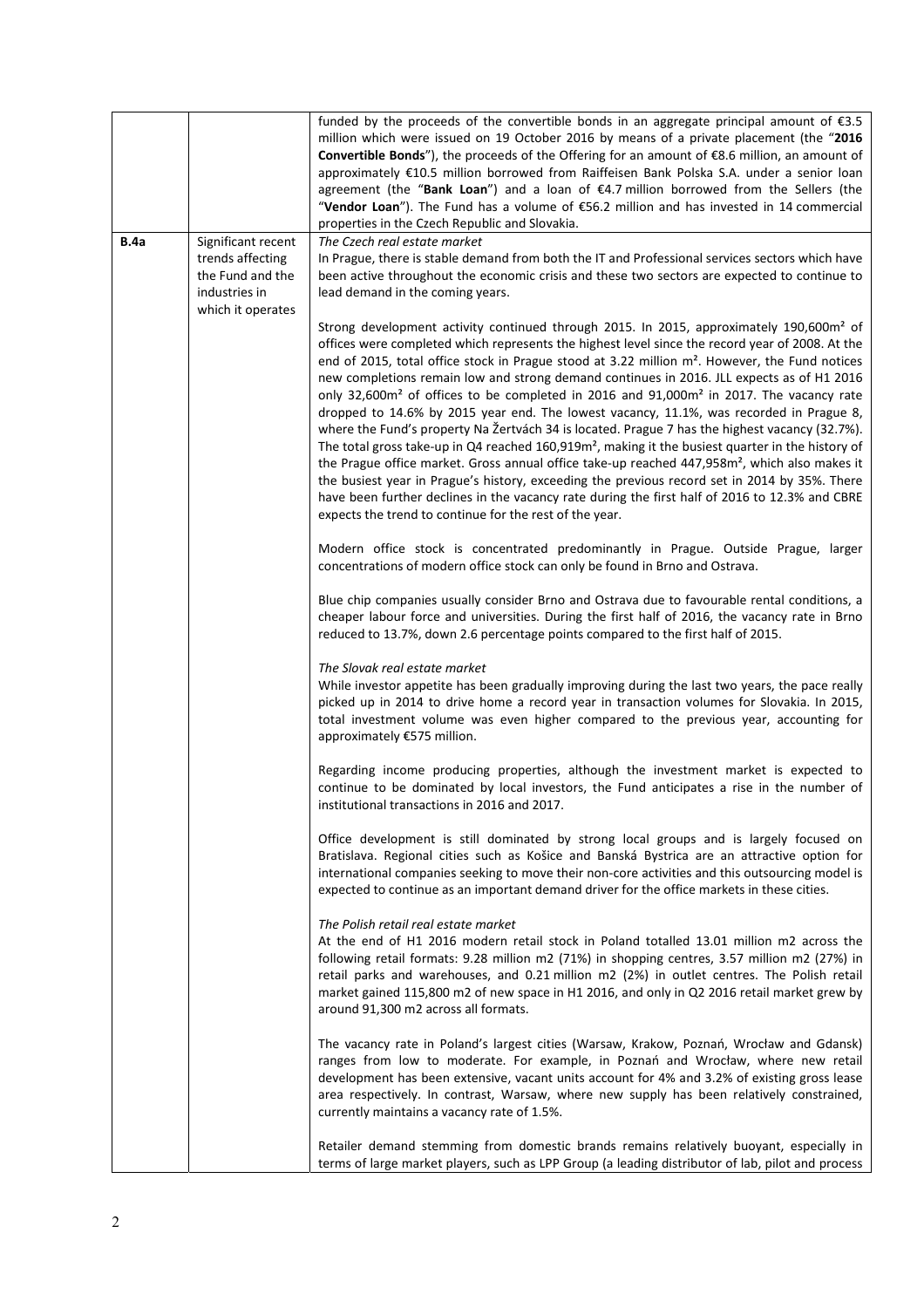| | | |
|---|---|---|
| | | funded by the proceeds of the convertible bonds in an aggregate principal amount of €3.5 million which were issued on 19 October 2016 by means of a private placement (the "**2016 Convertible Bonds**"), the proceeds of the Offering for an amount of €8.6 million, an amount of approximately €10.5 million borrowed from Raiffeisen Bank Polska S.A. under a senior loan agreement (the "**Bank Loan**") and a loan of €4.7 million borrowed from the Sellers (the "**Vendor Loan**"). The Fund has a volume of €56.2 million and has invested in 14 commercial properties in the Czech Republic and Slovakia. |
| **B.4a** | Significant recent trends affecting the Fund and the industries in which it operates | *The Czech real estate market*<br>In Prague, there is stable demand from both the IT and Professional services sectors which have been active throughout the economic crisis and these two sectors are expected to continue to lead demand in the coming years.<br><br>Strong development activity continued through 2015. In 2015, approximately 190,600m² of offices were completed which represents the highest level since the record year of 2008. At the end of 2015, total office stock in Prague stood at 3.22 million m². However, the Fund notices new completions remain low and strong demand continues in 2016. JLL expects as of H1 2016 only 32,600m² of offices to be completed in 2016 and 91,000m² in 2017. The vacancy rate dropped to 14.6% by 2015 year end. The lowest vacancy, 11.1%, was recorded in Prague 8, where the Fund's property Na Žertvách 34 is located. Prague 7 has the highest vacancy (32.7%). The total gross take-up in Q4 reached 160,919m², making it the busiest quarter in the history of the Prague office market. Gross annual office take-up reached 447,958m², which also makes it the busiest year in Prague's history, exceeding the previous record set in 2014 by 35%. There have been further declines in the vacancy rate during the first half of 2016 to 12.3% and CBRE expects the trend to continue for the rest of the year.<br><br>Modern office stock is concentrated predominantly in Prague. Outside Prague, larger concentrations of modern office stock can only be found in Brno and Ostrava.<br><br>Blue chip companies usually consider Brno and Ostrava due to favourable rental conditions, a cheaper labour force and universities. During the first half of 2016, the vacancy rate in Brno reduced to 13.7%, down 2.6 percentage points compared to the first half of 2015.<br><br>*The Slovak real estate market*<br>While investor appetite has been gradually improving during the last two years, the pace really picked up in 2014 to drive home a record year in transaction volumes for Slovakia. In 2015, total investment volume was even higher compared to the previous year, accounting for approximately €575 million.<br><br>Regarding income producing properties, although the investment market is expected to continue to be dominated by local investors, the Fund anticipates a rise in the number of institutional transactions in 2016 and 2017.<br><br>Office development is still dominated by strong local groups and is largely focused on Bratislava. Regional cities such as Košice and Banská Bystrica are an attractive option for international companies seeking to move their non-core activities and this outsourcing model is expected to continue as an important demand driver for the office markets in these cities.<br><br>*The Polish retail real estate market*<br>At the end of H1 2016 modern retail stock in Poland totalled 13.01 million m2 across the following retail formats: 9.28 million m2 (71%) in shopping centres, 3.57 million m2 (27%) in retail parks and warehouses, and 0.21 million m2 (2%) in outlet centres. The Polish retail market gained 115,800 m2 of new space in H1 2016, and only in Q2 2016 retail market grew by around 91,300 m2 across all formats.<br><br>The vacancy rate in Poland's largest cities (Warsaw, Krakow, Poznań, Wrocław and Gdansk) ranges from low to moderate. For example, in Poznań and Wrocław, where new retail development has been extensive, vacant units account for 4% and 3.2% of existing gross lease area respectively. In contrast, Warsaw, where new supply has been relatively constrained, currently maintains a vacancy rate of 1.5%.<br><br>Retailer demand stemming from domestic brands remains relatively buoyant, especially in terms of large market players, such as LPP Group (a leading distributor of lab, pilot and process |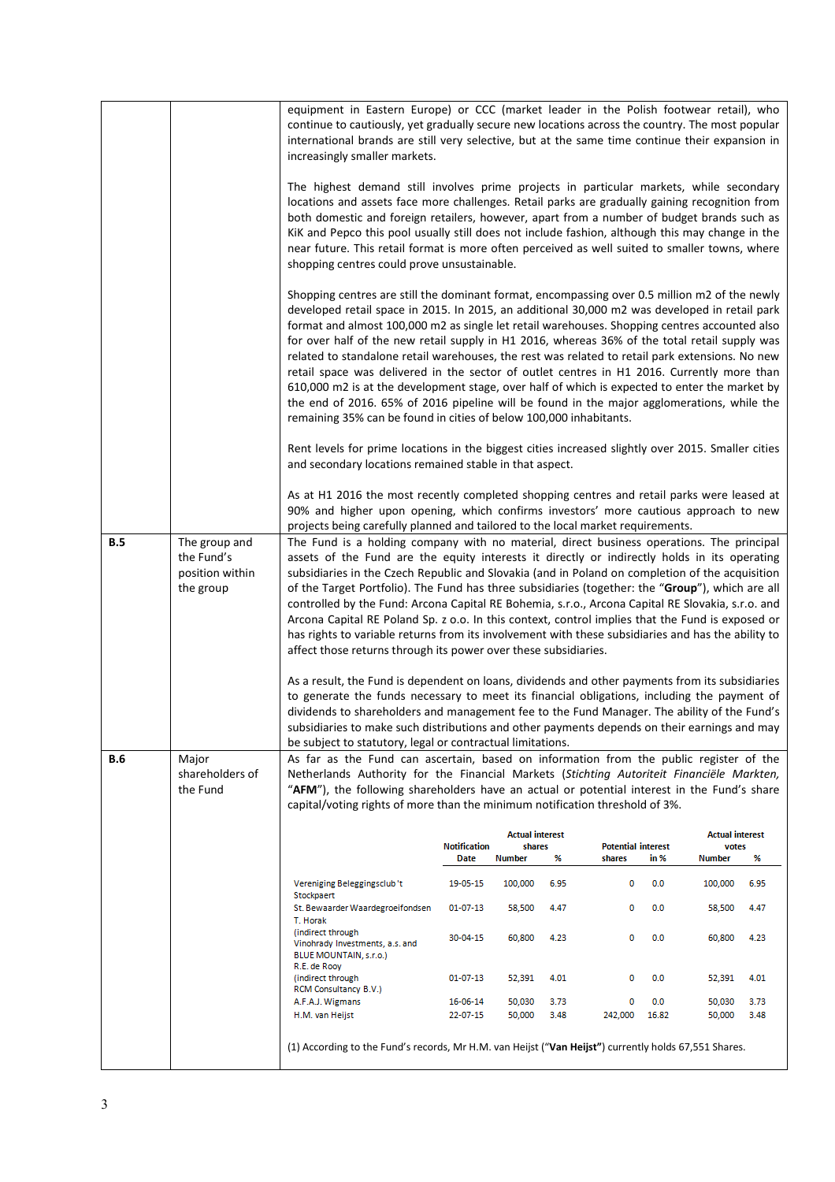| | | |
|---|---|---|
| | | equipment in Eastern Europe) or CCC (market leader in the Polish footwear retail), who continue to cautiously, yet gradually secure new locations across the country. The most popular international brands are still very selective, but at the same time continue their expansion in increasingly smaller markets.<br><br>The highest demand still involves prime projects in particular markets, while secondary locations and assets face more challenges. Retail parks are gradually gaining recognition from both domestic and foreign retailers, however, apart from a number of budget brands such as KiK and Pepco this pool usually still does not include fashion, although this may change in the near future. This retail format is more often perceived as well suited to smaller towns, where shopping centres could prove unsustainable.<br><br>Shopping centres are still the dominant format, encompassing over 0.5 million m2 of the newly developed retail space in 2015. In 2015, an additional 30,000 m2 was developed in retail park format and almost 100,000 m2 as single let retail warehouses. Shopping centres accounted also for over half of the new retail supply in H1 2016, whereas 36% of the total retail supply was related to standalone retail warehouses, the rest was related to retail park extensions. No new retail space was delivered in the sector of outlet centres in H1 2016. Currently more than 610,000 m2 is at the development stage, over half of which is expected to enter the market by the end of 2016. 65% of 2016 pipeline will be found in the major agglomerations, while the remaining 35% can be found in cities of below 100,000 inhabitants.<br><br>Rent levels for prime locations in the biggest cities increased slightly over 2015. Smaller cities and secondary locations remained stable in that aspect.<br><br>As at H1 2016 the most recently completed shopping centres and retail parks were leased at 90% and higher upon opening, which confirms investors' more cautious approach to new projects being carefully planned and tailored to the local market requirements. |
| **B.5** | The group and the Fund's position within the group | The Fund is a holding company with no material, direct business operations. The principal assets of the Fund are the equity interests it directly or indirectly holds in its operating subsidiaries in the Czech Republic and Slovakia (and in Poland on completion of the acquisition of the Target Portfolio). The Fund has three subsidiaries (together: the "**Group**"), which are all controlled by the Fund: Arcona Capital RE Bohemia, s.r.o., Arcona Capital RE Slovakia, s.r.o. and Arcona Capital RE Poland Sp. z o.o. In this context, control implies that the Fund is exposed or has rights to variable returns from its involvement with these subsidiaries and has the ability to affect those returns through its power over these subsidiaries.<br><br>As a result, the Fund is dependent on loans, dividends and other payments from its subsidiaries to generate the funds necessary to meet its financial obligations, including the payment of dividends to shareholders and management fee to the Fund Manager. The ability of the Fund's subsidiaries to make such distributions and other payments depends on their earnings and may be subject to statutory, legal or contractual limitations. |
| **B.6** | Major shareholders of the Fund | As far as the Fund can ascertain, based on information from the public register of the Netherlands Authority for the Financial Markets (*Stichting Autoriteit Financiële Markten*, "**AFM**"), the following shareholders have an actual or potential interest in the Fund's share capital/voting rights of more than the minimum notification threshold of 3%. |

| | Notification Date | Actual interest shares Number | % | Potential interest shares | in % | Actual interest votes Number | % |
|---|---|---|---|---|---|---|---|
| Vereniging Beleggingsclub 't Stockpaert | 19-05-15 | 100,000 | 6.95 | 0 | 0.0 | 100,000 | 6.95 |
| St. Bewaarder Waardegroeifondsen | 01-07-13 | 58,500 | 4.47 | 0 | 0.0 | 58,500 | 4.47 |
| T. Horak (indirect through Vinohrady Investments, a.s. and BLUE MOUNTAIN, s.r.o.) | 30-04-15 | 60,800 | 4.23 | 0 | 0.0 | 60,800 | 4.23 |
| R.E. de Rooy (indirect through RCM Consultancy B.V.) | 01-07-13 | 52,391 | 4.01 | 0 | 0.0 | 52,391 | 4.01 |
| A.F.A.J. Wigmans | 16-06-14 | 50,030 | 3.73 | 0 | 0.0 | 50,030 | 3.73 |
| H.M. van Heijst | 22-07-15 | 50,000 | 3.48 | 242,000 | 16.82 | 50,000 | 3.48 |

(1) According to the Fund's records, Mr H.M. van Heijst ("**Van Heijst**") currently holds 67,551 Shares.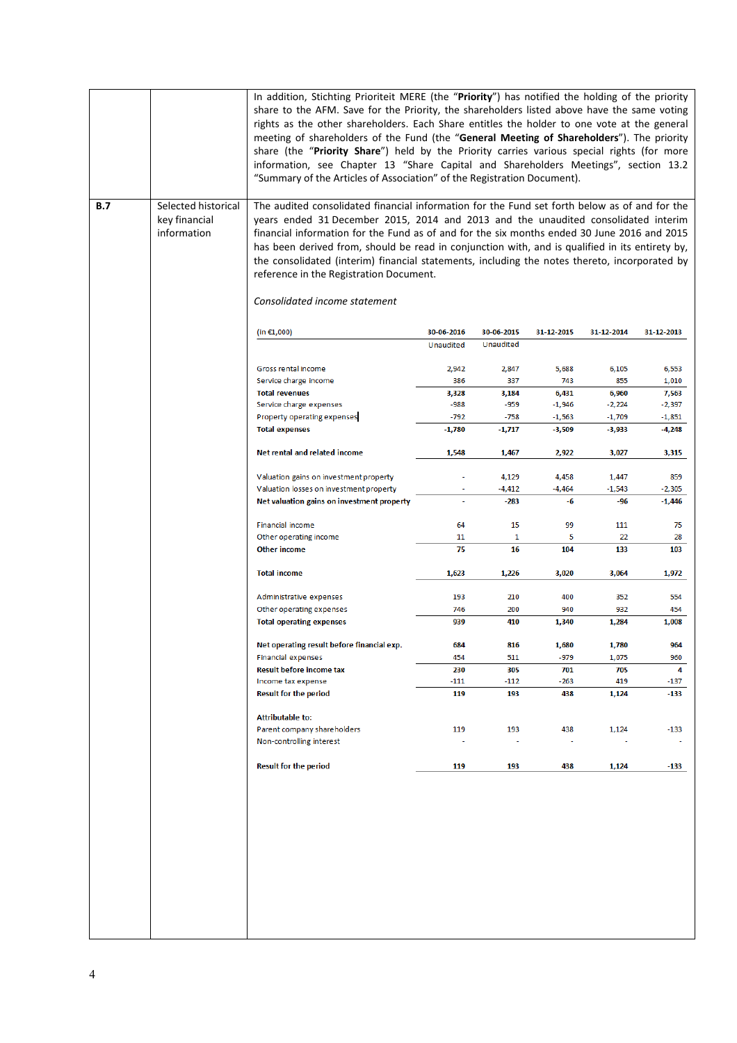| | | |
|---|---|---|
| | | In addition, Stichting Prioriteit MERE (the "**Priority**") has notified the holding of the priority share to the AFM. Save for the Priority, the shareholders listed above have the same voting rights as the other shareholders. Each Share entitles the holder to one vote at the general meeting of shareholders of the Fund (the "**General Meeting of Shareholders**"). The priority share (the "**Priority Share**") held by the Priority carries various special rights (for more information, see Chapter 13 "Share Capital and Shareholders Meetings", section 13.2 "Summary of the Articles of Association" of the Registration Document). |
| **B.7** | Selected historical key financial information | The audited consolidated financial information for the Fund set forth below as of and for the years ended 31 December 2015, 2014 and 2013 and the unaudited consolidated interim financial information for the Fund as of and for the six months ended 30 June 2016 and 2015 has been derived from, should be read in conjunction with, and is qualified in its entirety by, the consolidated (interim) financial statements, including the notes thereto, incorporated by reference in the Registration Document. |

*Consolidated income statement*

| (in €1,000) | 30-06-2016 | 30-06-2015 | 31-12-2015 | 31-12-2014 | 31-12-2013 |
|---|---|---|---|---|---|
| | Unaudited | Unaudited | | | |
| Gross rental income | 2,942 | 2,847 | 5,688 | 6,105 | 6,553 |
| Service charge income | 386 | 337 | 743 | 855 | 1,010 |
| **Total revenues** | **3,328** | **3,184** | **6,431** | **6,960** | **7,563** |
| Service charge expenses | -988 | -959 | -1,946 | -2,224 | -2,397 |
| Property operating expenses | -792 | -758 | -1,563 | -1,709 | -1,851 |
| **Total expenses** | **-1,780** | **-1,717** | **-3,509** | **-3,933** | **-4,248** |
| **Net rental and related income** | **1,548** | **1,467** | **2,922** | **3,027** | **3,315** |
| Valuation gains on investment property | - | 4,129 | 4,458 | 1,447 | 859 |
| Valuation losses on investment property | - | -4,412 | -4,464 | -1,543 | -2,305 |
| **Net valuation gains on investment property** | - | **-283** | **-6** | **-96** | **-1,446** |
| Financial income | 64 | 15 | 99 | 111 | 75 |
| Other operating income | 11 | 1 | 5 | 22 | 28 |
| **Other income** | **75** | **16** | **104** | **133** | **103** |
| **Total income** | **1,623** | **1,226** | **3,020** | **3,064** | **1,972** |
| Administrative expenses | 193 | 210 | 400 | 352 | 554 |
| Other operating expenses | 746 | 200 | 940 | 932 | 454 |
| **Total operating expenses** | **939** | **410** | **1,340** | **1,284** | **1,008** |
| **Net operating result before financial exp.** | **684** | **816** | **1,680** | **1,780** | **964** |
| Financial expenses | 454 | 511 | -979 | 1,075 | 960 |
| **Result before income tax** | **230** | **305** | **701** | **705** | **4** |
| Income tax expense | -111 | -112 | -263 | 419 | -137 |
| **Result for the period** | **119** | **193** | **438** | **1,124** | **-133** |
| **Attributable to:** | | | | | |
| Parent company shareholders | 119 | 193 | 438 | 1,124 | -133 |
| Non-controlling interest | - | - | - | - | - |
| **Result for the period** | **119** | **193** | **438** | **1,124** | **-133** |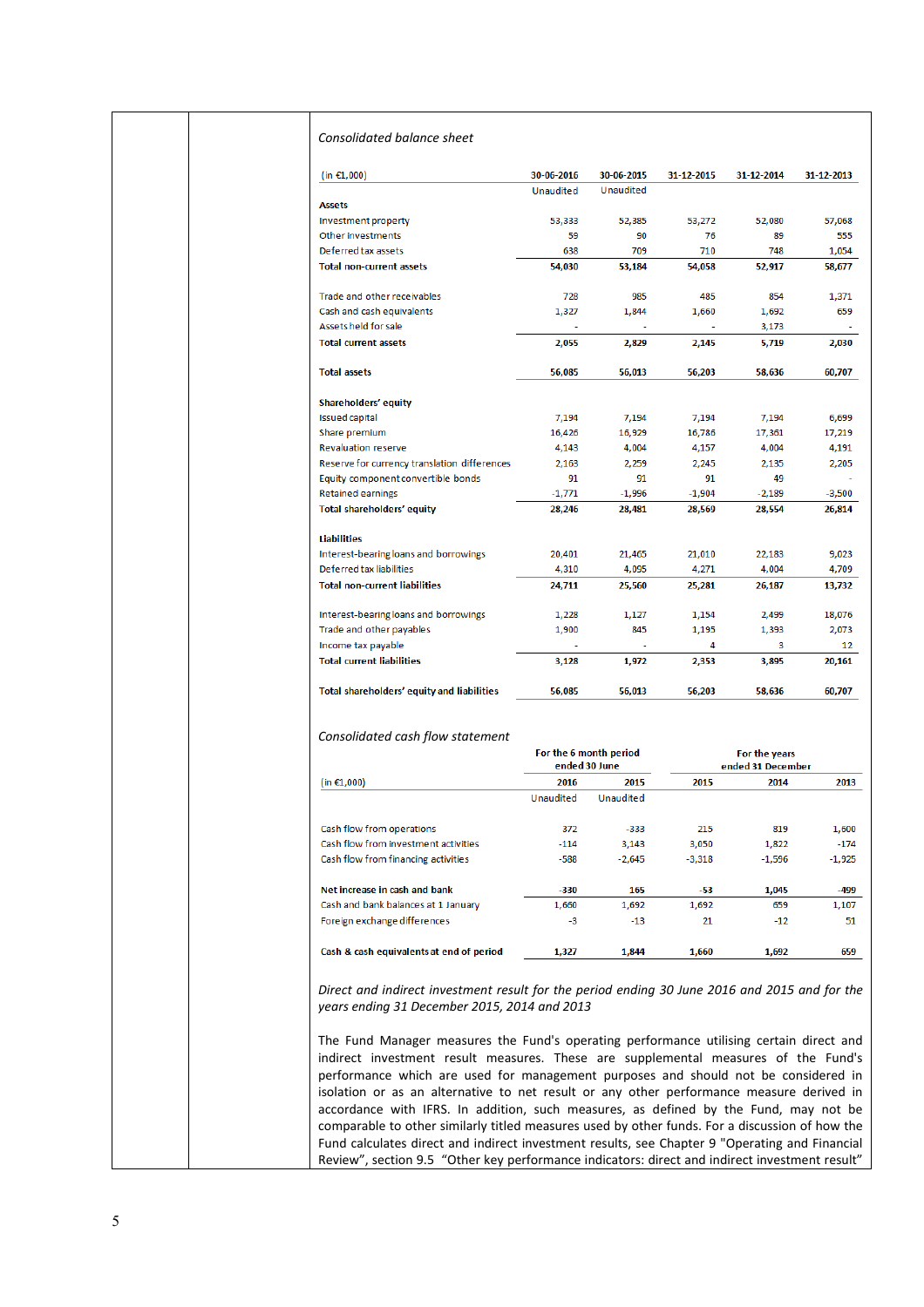*Consolidated balance sheet*

| (in €1,000) | 30-06-2016 | 30-06-2015 | 31-12-2015 | 31-12-2014 | 31-12-2013 |
|---|---|---|---|---|---|
| | Unaudited | Unaudited | | | |
| **Assets** | | | | | |
| Investment property | 53,333 | 52,385 | 53,272 | 52,080 | 57,068 |
| Other investments | 59 | 90 | 76 | 89 | 555 |
| Deferred tax assets | 638 | 709 | 710 | 748 | 1,054 |
| **Total non-current assets** | **54,030** | **53,184** | **54,058** | **52,917** | **58,677** |
| | | | | | |
| Trade and other receivables | 728 | 985 | 485 | 854 | 1,371 |
| Cash and cash equivalents | 1,327 | 1,844 | 1,660 | 1,692 | 659 |
| Assets held for sale | - | - | - | 3,173 | - |
| **Total current assets** | **2,055** | **2,829** | **2,145** | **5,719** | **2,030** |
| | | | | | |
| **Total assets** | **56,085** | **56,013** | **56,203** | **58,636** | **60,707** |
| | | | | | |
| **Shareholders' equity** | | | | | |
| Issued capital | 7,194 | 7,194 | 7,194 | 7,194 | 6,699 |
| Share premium | 16,426 | 16,929 | 16,786 | 17,361 | 17,219 |
| Revaluation reserve | 4,143 | 4,004 | 4,157 | 4,004 | 4,191 |
| Reserve for currency translation differences | 2,163 | 2,259 | 2,245 | 2,135 | 2,205 |
| Equity component convertible bonds | 91 | 91 | 91 | 49 | - |
| Retained earnings | -1,771 | -1,996 | -1,904 | -2,189 | -3,500 |
| **Total shareholders' equity** | **28,246** | **28,481** | **28,569** | **28,554** | **26,814** |
| | | | | | |
| **Liabilities** | | | | | |
| Interest-bearing loans and borrowings | 20,401 | 21,465 | 21,010 | 22,183 | 9,023 |
| Deferred tax liabilities | 4,310 | 4,095 | 4,271 | 4,004 | 4,709 |
| **Total non-current liabilities** | **24,711** | **25,560** | **25,281** | **26,187** | **13,732** |
| | | | | | |
| Interest-bearing loans and borrowings | 1,228 | 1,127 | 1,154 | 2,499 | 18,076 |
| Trade and other payables | 1,900 | 845 | 1,195 | 1,393 | 2,073 |
| Income tax payable | - | - | 4 | 3 | 12 |
| **Total current liabilities** | **3,128** | **1,972** | **2,353** | **3,895** | **20,161** |
| | | | | | |
| **Total shareholders' equity and liabilities** | **56,085** | **56,013** | **56,203** | **58,636** | **60,707** |

*Consolidated cash flow statement*

| | For the 6 month period ended 30 June | | For the years ended 31 December | | |
|---|---|---|---|---|---|
| (in €1,000) | **2016** | **2015** | **2015** | **2014** | **2013** |
| | Unaudited | Unaudited | | | |
| Cash flow from operations | 372 | -333 | 215 | 819 | 1,600 |
| Cash flow from investment activities | -114 | 3,143 | 3,050 | 1,822 | -174 |
| Cash flow from financing activities | -588 | -2,645 | -3,318 | -1,596 | -1,925 |
| | | | | | |
| **Net increase in cash and bank** | **-330** | **165** | **-53** | **1,045** | **-499** |
| Cash and bank balances at 1 January | 1,660 | 1,692 | 1,692 | 659 | 1,107 |
| Foreign exchange differences | -3 | -13 | 21 | -12 | 51 |
| | | | | | |
| **Cash & cash equivalents at end of period** | **1,327** | **1,844** | **1,660** | **1,692** | **659** |

*Direct and indirect investment result for the period ending 30 June 2016 and 2015 and for the years ending 31 December 2015, 2014 and 2013*

The Fund Manager measures the Fund's operating performance utilising certain direct and indirect investment result measures. These are supplemental measures of the Fund's performance which are used for management purposes and should not be considered in isolation or as an alternative to net result or any other performance measure derived in accordance with IFRS. In addition, such measures, as defined by the Fund, may not be comparable to other similarly titled measures used by other funds. For a discussion of how the Fund calculates direct and indirect investment results, see Chapter 9 "Operating and Financial Review", section 9.5 "Other key performance indicators: direct and indirect investment result"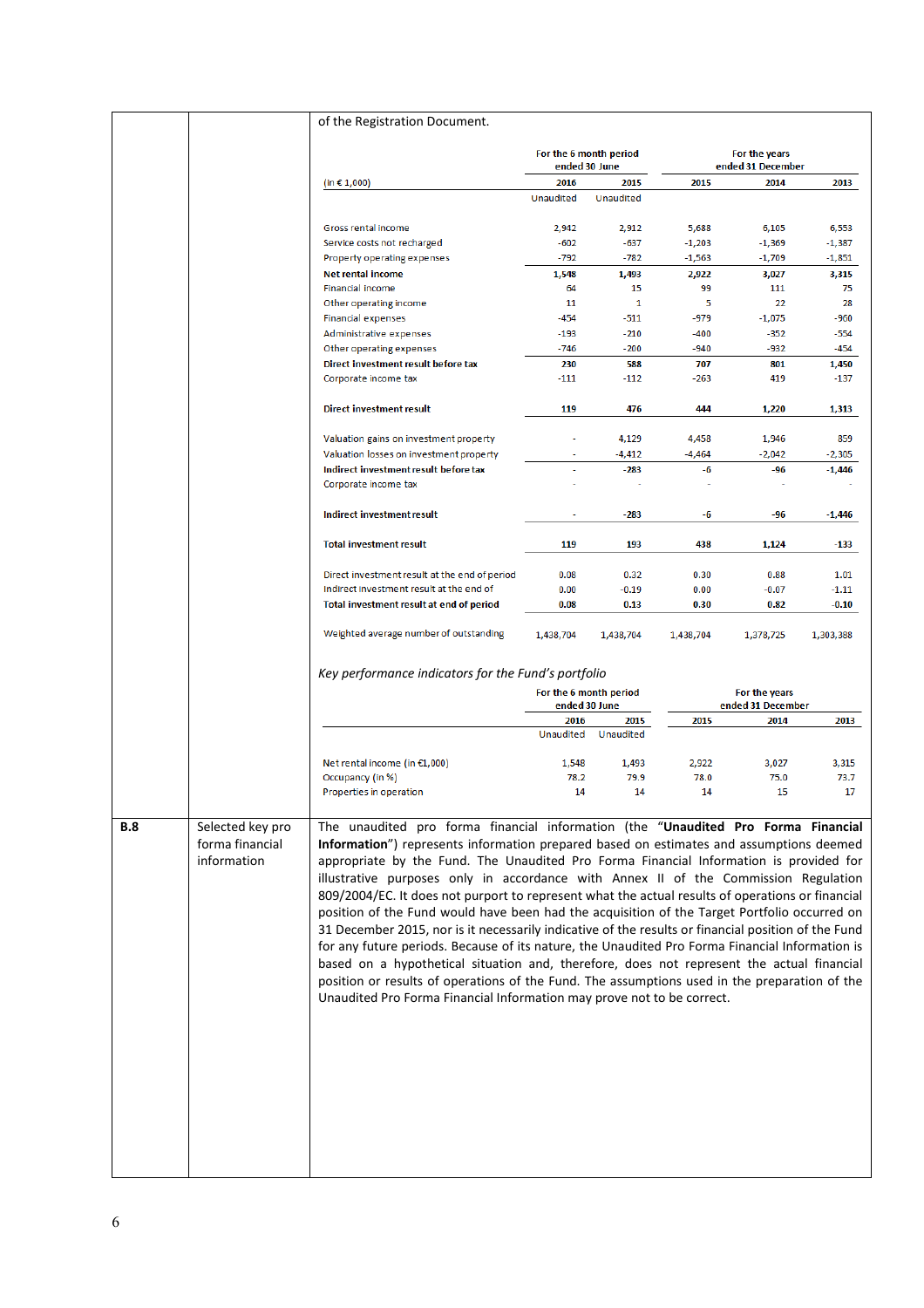of the Registration Document.

| (in € 1,000) | For the 6 month period ended 30 June | | For the years ended 31 December | | |
|---|---|---|---|---|---|
| | 2016 | 2015 | 2015 | 2014 | 2013 |
| | Unaudited | Unaudited | | | |
| Gross rental income | 2,942 | 2,912 | 5,688 | 6,105 | 6,553 |
| Service costs not recharged | -602 | -637 | -1,203 | -1,369 | -1,387 |
| Property operating expenses | -792 | -782 | -1,563 | -1,709 | -1,851 |
| **Net rental income** | **1,548** | **1,493** | **2,922** | **3,027** | **3,315** |
| Financial income | 64 | 15 | 99 | 111 | 75 |
| Other operating income | 11 | 1 | 5 | 22 | 28 |
| Financial expenses | -454 | -511 | -979 | -1,075 | -960 |
| Administrative expenses | -193 | -210 | -400 | -352 | -554 |
| Other operating expenses | -746 | -200 | -940 | -932 | -454 |
| **Direct investment result before tax** | **230** | **588** | **707** | **801** | **1,450** |
| Corporate income tax | -111 | -112 | -263 | 419 | -137 |
| **Direct investment result** | **119** | **476** | **444** | **1,220** | **1,313** |
| Valuation gains on investment property | - | 4,129 | 4,458 | 1,946 | 859 |
| Valuation losses on investment property | - | -4,412 | -4,464 | -2,042 | -2,305 |
| **Indirect investment result before tax** | - | **-283** | **-6** | **-96** | **-1,446** |
| Corporate income tax | - | - | - | - | - |
| **Indirect investment result** | - | **-283** | **-6** | **-96** | **-1,446** |
| **Total investment result** | **119** | **193** | **438** | **1,124** | **-133** |
| Direct investment result at the end of period | 0.08 | 0.32 | 0.30 | 0.88 | 1.01 |
| Indirect investment result at the end of | 0.00 | -0.19 | 0.00 | -0.07 | -1.11 |
| **Total investment result at end of period** | **0.08** | **0.13** | **0.30** | **0.82** | **-0.10** |
| Weighted average number of outstanding | 1,438,704 | 1,438,704 | 1,438,704 | 1,378,725 | 1,303,388 |

*Key performance indicators for the Fund's portfolio*

| | For the 6 month period ended 30 June | | For the years ended 31 December | | |
|---|---|---|---|---|---|
| | 2016 | 2015 | 2015 | 2014 | 2013 |
| | Unaudited | Unaudited | | | |
| Net rental income (in €1,000) | 1,548 | 1,493 | 2,922 | 3,027 | 3,315 |
| Occupancy (in %) | 78.2 | 79.9 | 78.0 | 75.0 | 73.7 |
| Properties in operation | 14 | 14 | 14 | 15 | 17 |

**B.8** Selected key pro forma financial information

The unaudited pro forma financial information (the "**Unaudited Pro Forma Financial Information**") represents information prepared based on estimates and assumptions deemed appropriate by the Fund. The Unaudited Pro Forma Financial Information is provided for illustrative purposes only in accordance with Annex II of the Commission Regulation 809/2004/EC. It does not purport to represent what the actual results of operations or financial position of the Fund would have been had the acquisition of the Target Portfolio occurred on 31 December 2015, nor is it necessarily indicative of the results or financial position of the Fund for any future periods. Because of its nature, the Unaudited Pro Forma Financial Information is based on a hypothetical situation and, therefore, does not represent the actual financial position or results of operations of the Fund. The assumptions used in the preparation of the Unaudited Pro Forma Financial Information may prove not to be correct.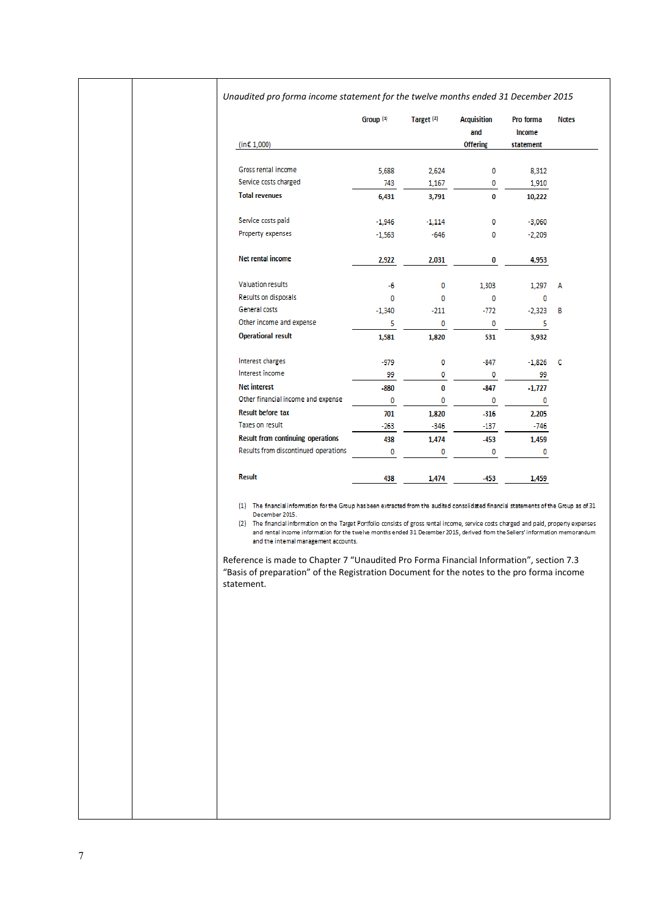*Unaudited pro forma income statement for the twelve months ended 31 December 2015*

| (in€ 1,000) | Group [1] | Target [2] | Acquisition and Offering | Pro forma Income statement | Notes |
|---|---|---|---|---|---|
| Gross rental income | 5,688 | 2,624 | 0 | 8,312 | |
| Service costs charged | 743 | 1,167 | 0 | 1,910 | |
| **Total revenues** | **6,431** | **3,791** | **0** | **10,222** | |
| Service costs paid | -1,946 | -1,114 | 0 | -3,060 | |
| Property expenses | -1,563 | -646 | 0 | -2,209 | |
| **Net rental income** | **2,922** | **2,031** | **0** | **4,953** | |
| Valuation results | -6 | 0 | 1,303 | 1,297 | A |
| Results on disposals | 0 | 0 | 0 | 0 | |
| General costs | -1,340 | -211 | -772 | -2,323 | B |
| Other income and expense | 5 | 0 | 0 | 5 | |
| **Operational result** | **1,581** | **1,820** | **531** | **3,932** | |
| Interest charges | -979 | 0 | -847 | -1,826 | C |
| Interest income | 99 | 0 | 0 | 99 | |
| **Net interest** | **-880** | **0** | **-847** | **-1,727** | |
| Other financial income and expense | 0 | 0 | 0 | 0 | |
| **Result before tax** | **701** | **1,820** | **-316** | **2,205** | |
| Taxes on result | -263 | -346 | -137 | -746 | |
| **Result from continuing operations** | **438** | **1,474** | **-453** | **1,459** | |
| Results from discontinued operations | 0 | 0 | 0 | 0 | |
| **Result** | **438** | **1,474** | **-453** | **1,459** | |

(1) The financial information for the Group has been extracted from the audited consolidated financial statements of the Group as of 31 December 2015.

(2) The financial information on the Target Portfolio consists of gross rental income, service costs charged and paid, property expenses and rental income information for the twelve months ended 31 December 2015, derived from the Sellers' information memorandum and the internal management accounts.

Reference is made to Chapter 7 "Unaudited Pro Forma Financial Information", section 7.3 "Basis of preparation" of the Registration Document for the notes to the pro forma income statement.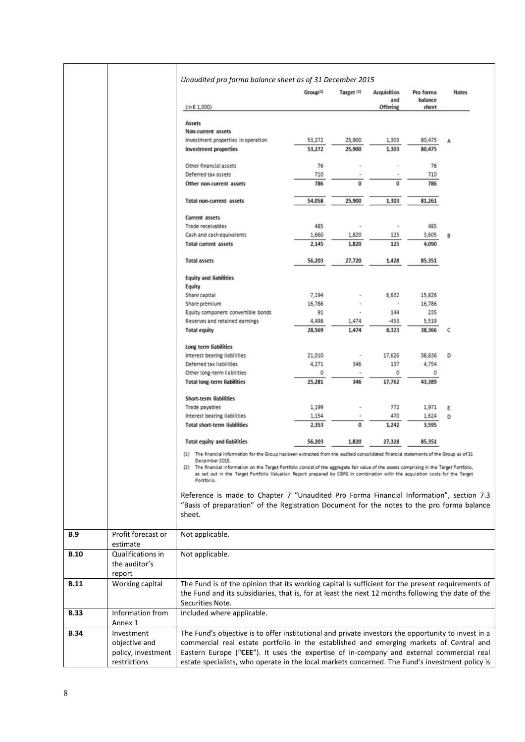*Unaudited pro forma balance sheet as of 31 December 2015*

| (in € 1,000) | Group[1] | Target [2] | Acquisition and Offering | Pro forma balance sheet | Notes |
|---|---|---|---|---|---|
| **Assets** | | | | | |
| **Non-current assets** | | | | | |
| Investment properties in operation | 53,272 | 25,900 | 1,303 | 80,475 | A |
| **Investment properties** | **53,272** | **25,900** | **1,303** | **80,475** | |
| | | | | | |
| Other financial assets | 76 | - | - | 76 | |
| Deferred tax assets | 710 | - | - | 710 | |
| **Other non-current assets** | **786** | **0** | **0** | **786** | |
| | | | | | |
| **Total non-current assets** | **54,058** | **25,900** | **1,303** | **81,261** | |
| | | | | | |
| **Current assets** | | | | | |
| Trade receivables | 485 | - | - | 485 | |
| Cash and cash equivalents | 1,660 | 1,820 | 125 | 3,605 | B |
| **Total current assets** | **2,145** | **1,820** | **125** | **4,090** | |
| | | | | | |
| **Total assets** | **56,203** | **27,720** | **1,428** | **85,351** | |
| | | | | | |
| **Equity and liabilities** | | | | | |
| **Equity** | | | | | |
| Share capital | 7,194 | - | 8,632 | 15,826 | |
| Share premium | 16,786 | - | - | 16,786 | |
| Equity component convertible bonds | 91 | - | 144 | 235 | |
| Reserves and retained earnings | 4,498 | 1,474 | -453 | 5,519 | |
| **Total equity** | **28,569** | **1,474** | **8,323** | **38,366** | C |
| | | | | | |
| **Long term liabilities** | | | | | |
| Interest bearing liabilities | 21,010 | - | 17,626 | 38,636 | D |
| Deferred tax liabilities | 4,271 | 346 | 137 | 4,754 | |
| Other long-term liabilities | 0 | - | 0 | 0 | |
| **Total long-term liabilities** | **25,281** | **346** | **17,762** | **43,389** | |
| | | | | | |
| **Short-term liabilities** | | | | | |
| Trade payables | 1,199 | - | 772 | 1,971 | E |
| Interest bearing liabilities | 1,154 | - | 470 | 1,624 | D |
| **Total short-term liabilities** | **2,353** | **0** | **1,242** | **3,595** | |
| | | | | | |
| **Total equity and liabilities** | **56,203** | **1,820** | **27,328** | **85,351** | |

(1) The financial information for the Group has been extracted from the audited consolidated financial statements of the Group as of 31 December 2015.
(2) The financial information on the Target Portfolio consist of the aggregate fair value of the assets comprising in the Target Portfolio, as set out in the Target Portfolio Valuation Report prepared by CBRE in combination with the acquisition costs for the Target Portfolio.

Reference is made to Chapter 7 "Unaudited Pro Forma Financial Information", section 7.3 "Basis of preparation" of the Registration Document for the notes to the pro forma balance sheet.

| | | |
|---|---|---|
| **B.9** | Profit forecast or estimate | Not applicable. |
| **B.10** | Qualifications in the auditor's report | Not applicable. |
| **B.11** | Working capital | The Fund is of the opinion that its working capital is sufficient for the present requirements of the Fund and its subsidiaries, that is, for at least the next 12 months following the date of the Securities Note. |
| **B.33** | Information from Annex 1 | Included where applicable. |
| **B.34** | Investment objective and policy, investment restrictions | The Fund's objective is to offer institutional and private investors the opportunity to invest in a commercial real estate portfolio in the established and emerging markets of Central and Eastern Europe ("**CEE**"). It uses the expertise of in-company and external commercial real estate specialists, who operate in the local markets concerned. The Fund's investment policy is |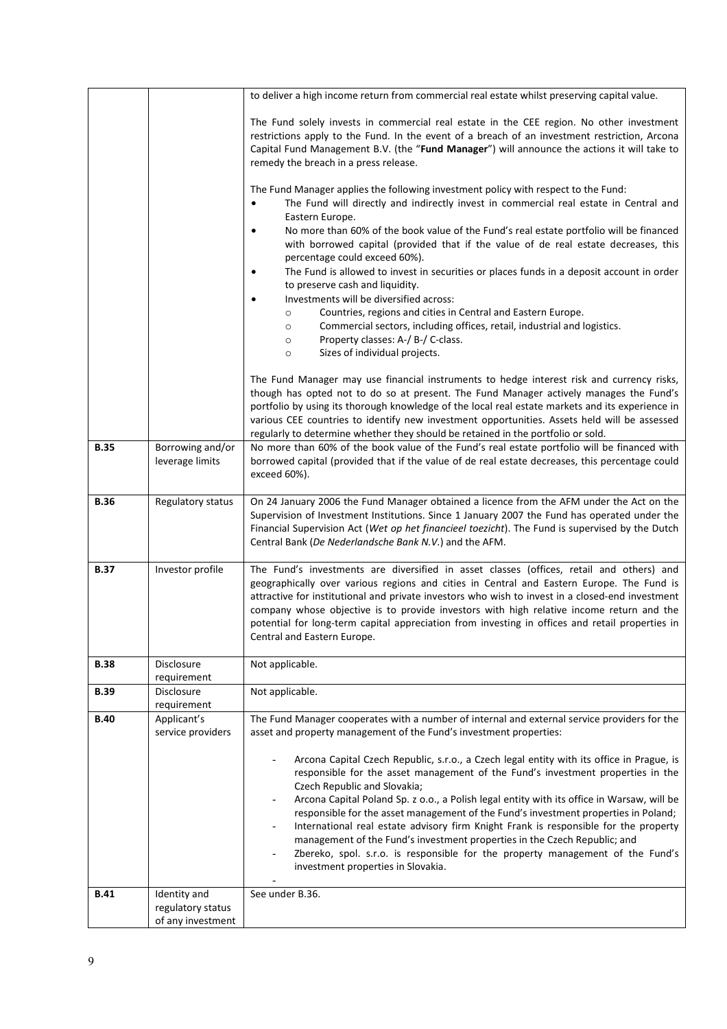| | | |
|---|---|---|
| | | to deliver a high income return from commercial real estate whilst preserving capital value.<br><br>The Fund solely invests in commercial real estate in the CEE region. No other investment restrictions apply to the Fund. In the event of a breach of an investment restriction, Arcona Capital Fund Management B.V. (the "**Fund Manager**") will announce the actions it will take to remedy the breach in a press release.<br><br>The Fund Manager applies the following investment policy with respect to the Fund:<br>• The Fund will directly and indirectly invest in commercial real estate in Central and Eastern Europe.<br>• No more than 60% of the book value of the Fund's real estate portfolio will be financed with borrowed capital (provided that if the value of de real estate decreases, this percentage could exceed 60%).<br>• The Fund is allowed to invest in securities or places funds in a deposit account in order to preserve cash and liquidity.<br>• Investments will be diversified across:<br>  o Countries, regions and cities in Central and Eastern Europe.<br>  o Commercial sectors, including offices, retail, industrial and logistics.<br>  o Property classes: A-/ B-/ C-class.<br>  o Sizes of individual projects.<br><br>The Fund Manager may use financial instruments to hedge interest risk and currency risks, though has opted not to do so at present. The Fund Manager actively manages the Fund's portfolio by using its thorough knowledge of the local real estate markets and its experience in various CEE countries to identify new investment opportunities. Assets held will be assessed regularly to determine whether they should be retained in the portfolio or sold. |
| **B.35** | Borrowing and/or leverage limits | No more than 60% of the book value of the Fund's real estate portfolio will be financed with borrowed capital (provided that if the value of de real estate decreases, this percentage could exceed 60%). |
| **B.36** | Regulatory status | On 24 January 2006 the Fund Manager obtained a licence from the AFM under the Act on the Supervision of Investment Institutions. Since 1 January 2007 the Fund has operated under the Financial Supervision Act (*Wet op het financieel toezicht*). The Fund is supervised by the Dutch Central Bank (*De Nederlandsche Bank N.V.*) and the AFM. |
| **B.37** | Investor profile | The Fund's investments are diversified in asset classes (offices, retail and others) and geographically over various regions and cities in Central and Eastern Europe. The Fund is attractive for institutional and private investors who wish to invest in a closed-end investment company whose objective is to provide investors with high relative income return and the potential for long-term capital appreciation from investing in offices and retail properties in Central and Eastern Europe. |
| **B.38** | Disclosure requirement | Not applicable. |
| **B.39** | Disclosure requirement | Not applicable. |
| **B.40** | Applicant's service providers | The Fund Manager cooperates with a number of internal and external service providers for the asset and property management of the Fund's investment properties:<br><br>- Arcona Capital Czech Republic, s.r.o., a Czech legal entity with its office in Prague, is responsible for the asset management of the Fund's investment properties in the Czech Republic and Slovakia;<br>- Arcona Capital Poland Sp. z o.o., a Polish legal entity with its office in Warsaw, will be responsible for the asset management of the Fund's investment properties in Poland;<br>- International real estate advisory firm Knight Frank is responsible for the property management of the Fund's investment properties in the Czech Republic; and<br>- Zbereko, spol. s.r.o. is responsible for the property management of the Fund's investment properties in Slovakia.<br>- |
| **B.41** | Identity and regulatory status of any investment | See under B.36. |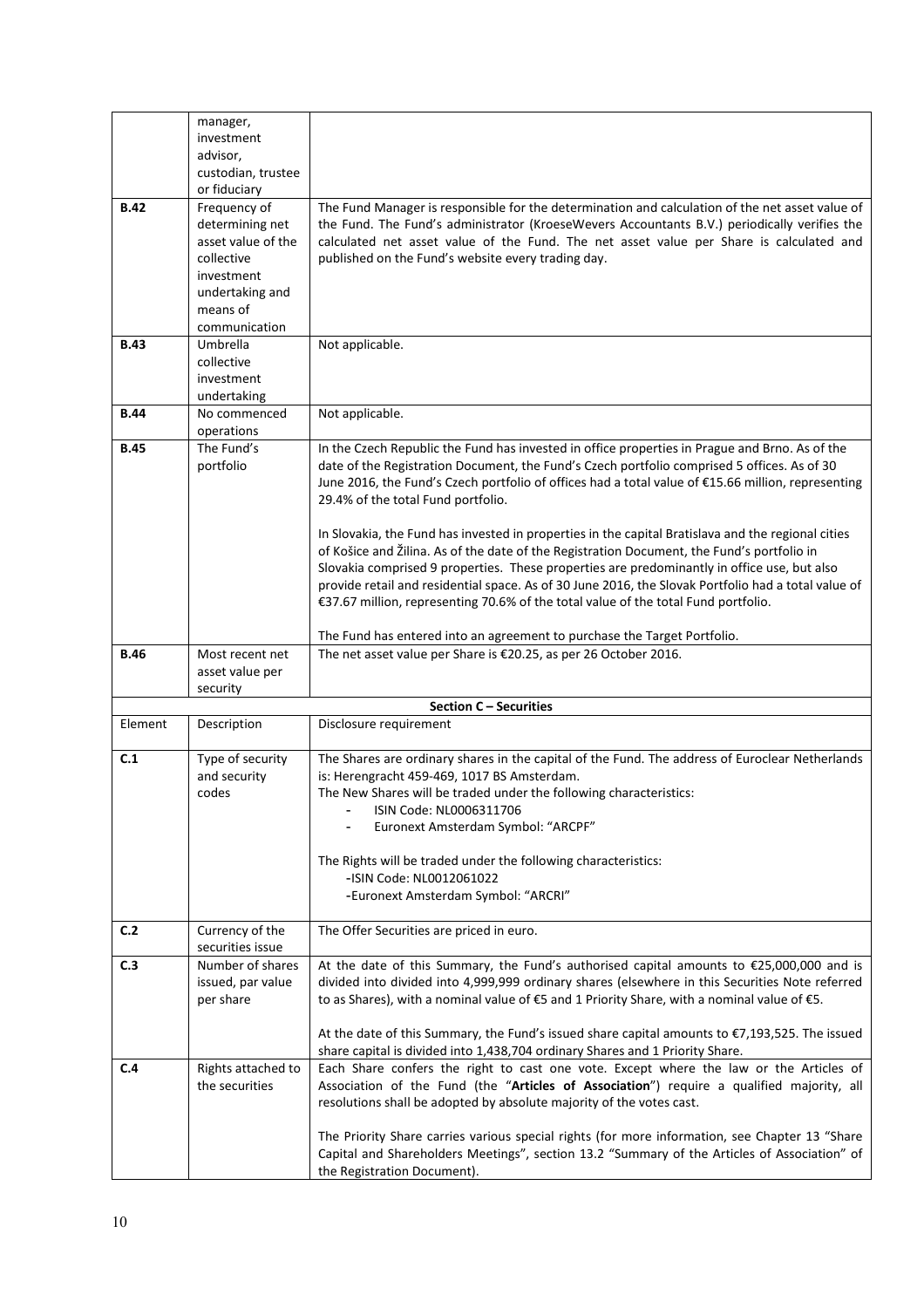| | | |
|---|---|---|
| | manager, investment advisor, custodian, trustee or fiduciary | |
| **B.42** | Frequency of determining net asset value of the collective investment undertaking and means of communication | The Fund Manager is responsible for the determination and calculation of the net asset value of the Fund. The Fund's administrator (KroeseWevers Accountants B.V.) periodically verifies the calculated net asset value of the Fund. The net asset value per Share is calculated and published on the Fund's website every trading day. |
| **B.43** | Umbrella collective investment undertaking | Not applicable. |
| **B.44** | No commenced operations | Not applicable. |
| **B.45** | The Fund's portfolio | In the Czech Republic the Fund has invested in office properties in Prague and Brno. As of the date of the Registration Document, the Fund's Czech portfolio comprised 5 offices. As of 30 June 2016, the Fund's Czech portfolio of offices had a total value of €15.66 million, representing 29.4% of the total Fund portfolio.<br><br>In Slovakia, the Fund has invested in properties in the capital Bratislava and the regional cities of Košice and Žilina. As of the date of the Registration Document, the Fund's portfolio in Slovakia comprised 9 properties. These properties are predominantly in office use, but also provide retail and residential space. As of 30 June 2016, the Slovak Portfolio had a total value of €37.67 million, representing 70.6% of the total value of the total Fund portfolio.<br><br>The Fund has entered into an agreement to purchase the Target Portfolio. |
| **B.46** | Most recent net asset value per security | The net asset value per Share is €20.25, as per 26 October 2016. |
| | | **Section C – Securities** |
| Element | Description | Disclosure requirement |
| **C.1** | Type of security and security codes | The Shares are ordinary shares in the capital of the Fund. The address of Euroclear Netherlands is: Herengracht 459-469, 1017 BS Amsterdam.<br>The New Shares will be traded under the following characteristics:<br>- ISIN Code: NL0006311706<br>- Euronext Amsterdam Symbol: "ARCPF"<br><br>The Rights will be traded under the following characteristics:<br>-ISIN Code: NL0012061022<br>-Euronext Amsterdam Symbol: "ARCRI" |
| **C.2** | Currency of the securities issue | The Offer Securities are priced in euro. |
| **C.3** | Number of shares issued, par value per share | At the date of this Summary, the Fund's authorised capital amounts to €25,000,000 and is divided into divided into 4,999,999 ordinary shares (elsewhere in this Securities Note referred to as Shares), with a nominal value of €5 and 1 Priority Share, with a nominal value of €5.<br><br>At the date of this Summary, the Fund's issued share capital amounts to €7,193,525. The issued share capital is divided into 1,438,704 ordinary Shares and 1 Priority Share. |
| **C.4** | Rights attached to the securities | Each Share confers the right to cast one vote. Except where the law or the Articles of Association of the Fund (the "**Articles of Association**") require a qualified majority, all resolutions shall be adopted by absolute majority of the votes cast.<br><br>The Priority Share carries various special rights (for more information, see Chapter 13 "Share Capital and Shareholders Meetings", section 13.2 "Summary of the Articles of Association" of the Registration Document). |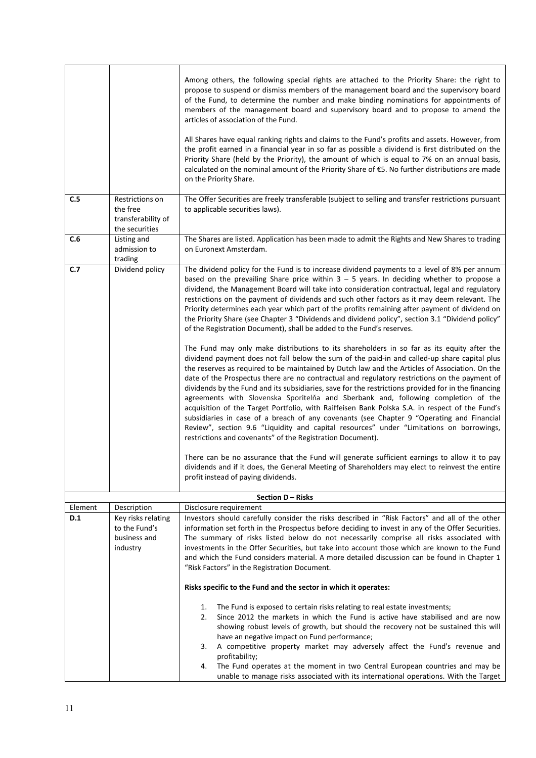| | | |
|---|---|---|
| | | Among others, the following special rights are attached to the Priority Share: the right to propose to suspend or dismiss members of the management board and the supervisory board of the Fund, to determine the number and make binding nominations for appointments of members of the management board and supervisory board and to propose to amend the articles of association of the Fund.<br><br>All Shares have equal ranking rights and claims to the Fund's profits and assets. However, from the profit earned in a financial year in so far as possible a dividend is first distributed on the Priority Share (held by the Priority), the amount of which is equal to 7% on an annual basis, calculated on the nominal amount of the Priority Share of €5. No further distributions are made on the Priority Share. |
| **C.5** | Restrictions on the free transferability of the securities | The Offer Securities are freely transferable (subject to selling and transfer restrictions pursuant to applicable securities laws). |
| **C.6** | Listing and admission to trading | The Shares are listed. Application has been made to admit the Rights and New Shares to trading on Euronext Amsterdam. |
| **C.7** | Dividend policy | The dividend policy for the Fund is to increase dividend payments to a level of 8% per annum based on the prevailing Share price within 3 – 5 years. In deciding whether to propose a dividend, the Management Board will take into consideration contractual, legal and regulatory restrictions on the payment of dividends and such other factors as it may deem relevant. The Priority determines each year which part of the profits remaining after payment of dividend on the Priority Share (see Chapter 3 "Dividends and dividend policy", section 3.1 "Dividend policy" of the Registration Document), shall be added to the Fund's reserves.<br><br>The Fund may only make distributions to its shareholders in so far as its equity after the dividend payment does not fall below the sum of the paid-in and called-up share capital plus the reserves as required to be maintained by Dutch law and the Articles of Association. On the date of the Prospectus there are no contractual and regulatory restrictions on the payment of dividends by the Fund and its subsidiaries, save for the restrictions provided for in the financing agreements with Slovenska Sporiteľňa and Sberbank and, following completion of the acquisition of the Target Portfolio, with Raiffeisen Bank Polska S.A. in respect of the Fund's subsidiaries in case of a breach of any covenants (see Chapter 9 "Operating and Financial Review", section 9.6 "Liquidity and capital resources" under "Limitations on borrowings, restrictions and covenants" of the Registration Document).<br><br>There can be no assurance that the Fund will generate sufficient earnings to allow it to pay dividends and if it does, the General Meeting of Shareholders may elect to reinvest the entire profit instead of paying dividends. |
| | | **Section D – Risks** |
| Element | Description | Disclosure requirement |
| **D.1** | Key risks relating to the Fund's business and industry | Investors should carefully consider the risks described in "Risk Factors" and all of the other information set forth in the Prospectus before deciding to invest in any of the Offer Securities. The summary of risks listed below do not necessarily comprise all risks associated with investments in the Offer Securities, but take into account those which are known to the Fund and which the Fund considers material. A more detailed discussion can be found in Chapter 1 "Risk Factors" in the Registration Document.<br><br>**Risks specific to the Fund and the sector in which it operates:**<br><br>1. The Fund is exposed to certain risks relating to real estate investments;<br>2. Since 2012 the markets in which the Fund is active have stabilised and are now showing robust levels of growth, but should the recovery not be sustained this will have an negative impact on Fund performance;<br>3. A competitive property market may adversely affect the Fund's revenue and profitability;<br>4. The Fund operates at the moment in two Central European countries and may be unable to manage risks associated with its international operations. With the Target |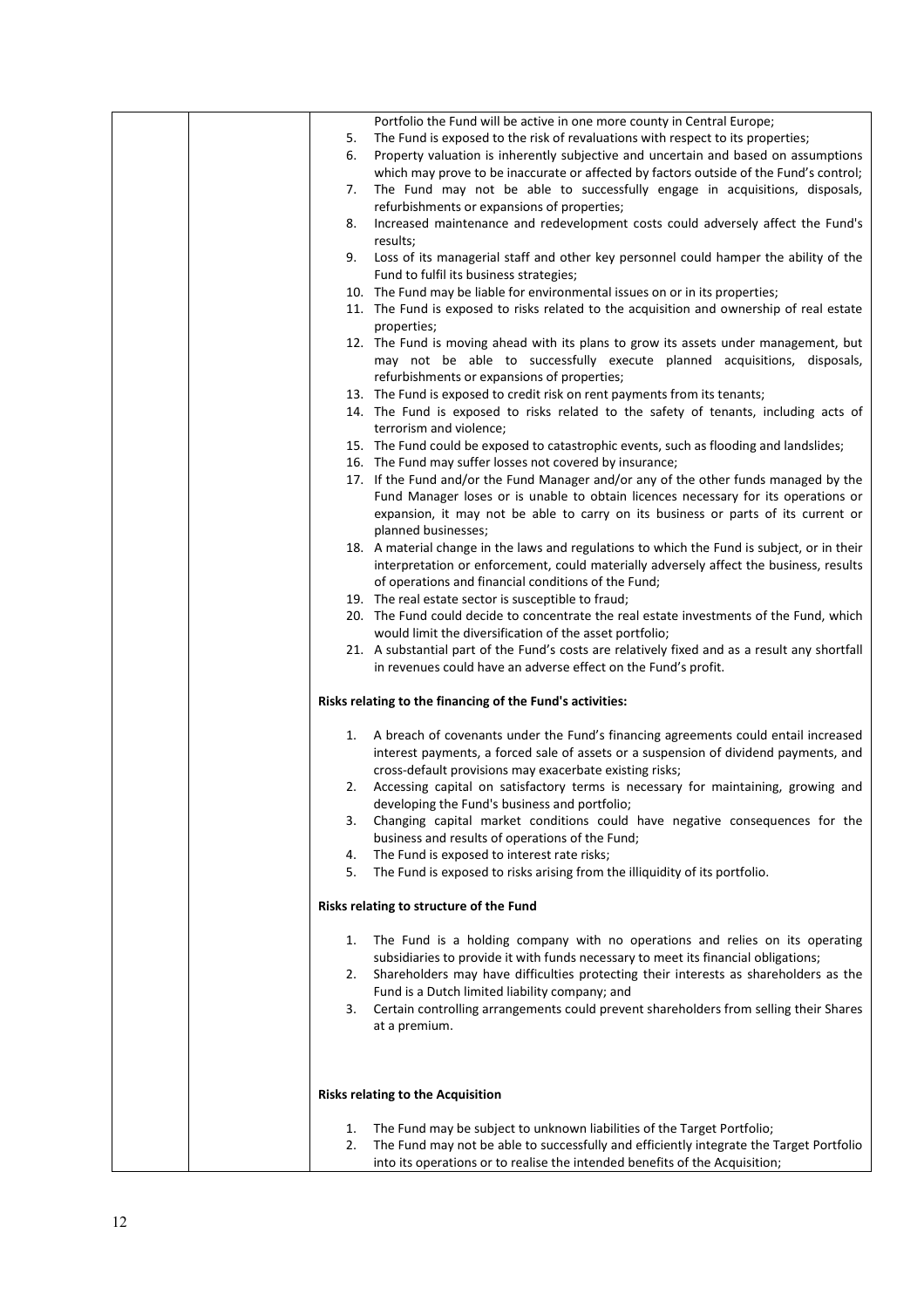Portfolio the Fund will be active in one more county in Central Europe;

5. The Fund is exposed to the risk of revaluations with respect to its properties;
6. Property valuation is inherently subjective and uncertain and based on assumptions which may prove to be inaccurate or affected by factors outside of the Fund's control;
7. The Fund may not be able to successfully engage in acquisitions, disposals, refurbishments or expansions of properties;
8. Increased maintenance and redevelopment costs could adversely affect the Fund's results;
9. Loss of its managerial staff and other key personnel could hamper the ability of the Fund to fulfil its business strategies;
10. The Fund may be liable for environmental issues on or in its properties;
11. The Fund is exposed to risks related to the acquisition and ownership of real estate properties;
12. The Fund is moving ahead with its plans to grow its assets under management, but may not be able to successfully execute planned acquisitions, disposals, refurbishments or expansions of properties;
13. The Fund is exposed to credit risk on rent payments from its tenants;
14. The Fund is exposed to risks related to the safety of tenants, including acts of terrorism and violence;
15. The Fund could be exposed to catastrophic events, such as flooding and landslides;
16. The Fund may suffer losses not covered by insurance;
17. If the Fund and/or the Fund Manager and/or any of the other funds managed by the Fund Manager loses or is unable to obtain licences necessary for its operations or expansion, it may not be able to carry on its business or parts of its current or planned businesses;
18. A material change in the laws and regulations to which the Fund is subject, or in their interpretation or enforcement, could materially adversely affect the business, results of operations and financial conditions of the Fund;
19. The real estate sector is susceptible to fraud;
20. The Fund could decide to concentrate the real estate investments of the Fund, which would limit the diversification of the asset portfolio;
21. A substantial part of the Fund's costs are relatively fixed and as a result any shortfall in revenues could have an adverse effect on the Fund's profit.

**Risks relating to the financing of the Fund's activities:**

1. A breach of covenants under the Fund's financing agreements could entail increased interest payments, a forced sale of assets or a suspension of dividend payments, and cross-default provisions may exacerbate existing risks;
2. Accessing capital on satisfactory terms is necessary for maintaining, growing and developing the Fund's business and portfolio;
3. Changing capital market conditions could have negative consequences for the business and results of operations of the Fund;
4. The Fund is exposed to interest rate risks;
5. The Fund is exposed to risks arising from the illiquidity of its portfolio.

**Risks relating to structure of the Fund**

1. The Fund is a holding company with no operations and relies on its operating subsidiaries to provide it with funds necessary to meet its financial obligations;
2. Shareholders may have difficulties protecting their interests as shareholders as the Fund is a Dutch limited liability company; and
3. Certain controlling arrangements could prevent shareholders from selling their Shares at a premium.

**Risks relating to the Acquisition**

1. The Fund may be subject to unknown liabilities of the Target Portfolio;
2. The Fund may not be able to successfully and efficiently integrate the Target Portfolio into its operations or to realise the intended benefits of the Acquisition;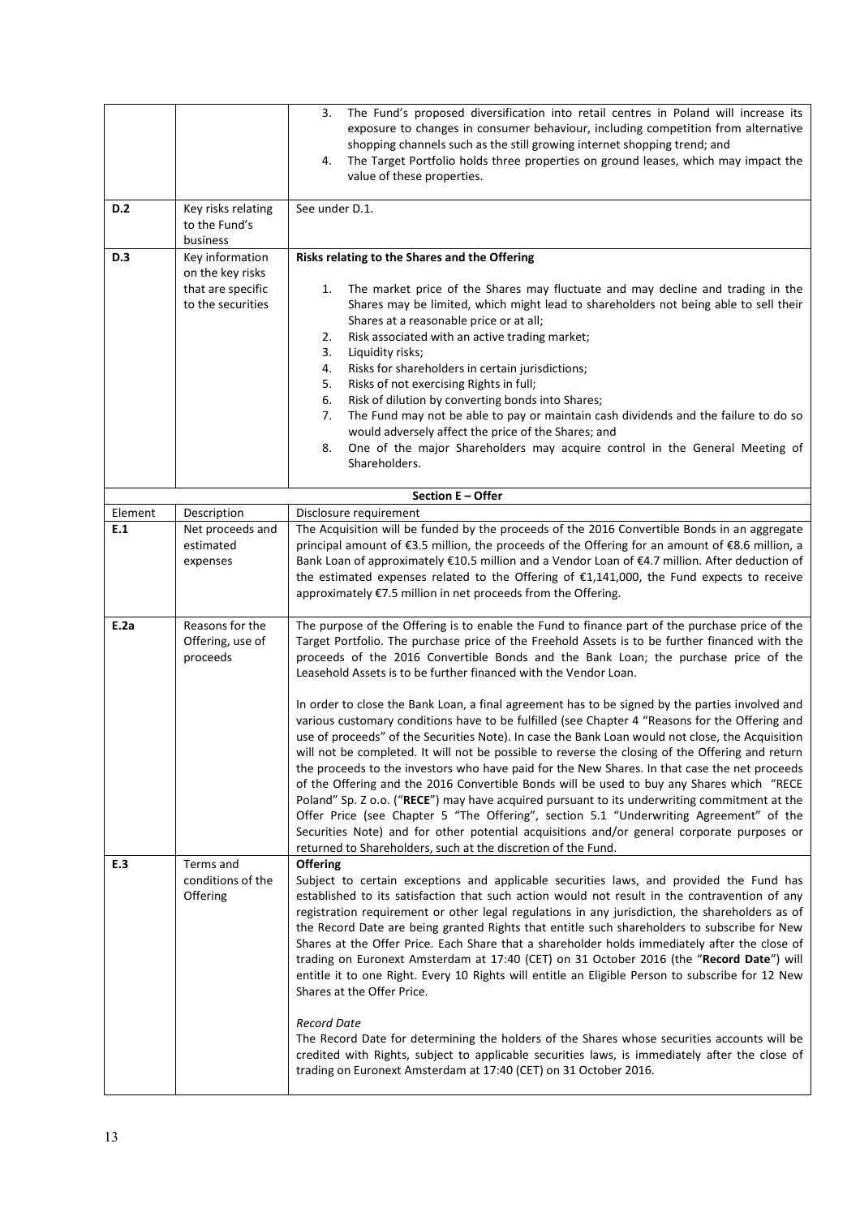| | | |
|---|---|---|
| | | 3. The Fund's proposed diversification into retail centres in Poland will increase its exposure to changes in consumer behaviour, including competition from alternative shopping channels such as the still growing internet shopping trend; and<br>4. The Target Portfolio holds three properties on ground leases, which may impact the value of these properties. |
| **D.2** | Key risks relating to the Fund's business | See under D.1. |
| **D.3** | Key information on the key risks that are specific to the securities | **Risks relating to the Shares and the Offering**<br><br>1. The market price of the Shares may fluctuate and may decline and trading in the Shares may be limited, which might lead to shareholders not being able to sell their Shares at a reasonable price or at all;<br>2. Risk associated with an active trading market;<br>3. Liquidity risks;<br>4. Risks for shareholders in certain jurisdictions;<br>5. Risks of not exercising Rights in full;<br>6. Risk of dilution by converting bonds into Shares;<br>7. The Fund may not be able to pay or maintain cash dividends and the failure to do so would adversely affect the price of the Shares; and<br>8. One of the major Shareholders may acquire control in the General Meeting of Shareholders. |

| **Section E – Offer** | | |
|---|---|---|
| Element | Description | Disclosure requirement |
| **E.1** | Net proceeds and estimated expenses | The Acquisition will be funded by the proceeds of the 2016 Convertible Bonds in an aggregate principal amount of €3.5 million, the proceeds of the Offering for an amount of €8.6 million, a Bank Loan of approximately €10.5 million and a Vendor Loan of €4.7 million. After deduction of the estimated expenses related to the Offering of €1,141,000, the Fund expects to receive approximately €7.5 million in net proceeds from the Offering. |
| **E.2a** | Reasons for the Offering, use of proceeds | The purpose of the Offering is to enable the Fund to finance part of the purchase price of the Target Portfolio. The purchase price of the Freehold Assets is to be further financed with the proceeds of the 2016 Convertible Bonds and the Bank Loan; the purchase price of the Leasehold Assets is to be further financed with the Vendor Loan.<br><br>In order to close the Bank Loan, a final agreement has to be signed by the parties involved and various customary conditions have to be fulfilled (see Chapter 4 "Reasons for the Offering and use of proceeds" of the Securities Note). In case the Bank Loan would not close, the Acquisition will not be completed. It will not be possible to reverse the closing of the Offering and return the proceeds to the investors who have paid for the New Shares. In that case the net proceeds of the Offering and the 2016 Convertible Bonds will be used to buy any Shares which "RECE Poland" Sp. Z o.o. ("**RECE**") may have acquired pursuant to its underwriting commitment at the Offer Price (see Chapter 5 "The Offering", section 5.1 "Underwriting Agreement" of the Securities Note) and for other potential acquisitions and/or general corporate purposes or returned to Shareholders, such at the discretion of the Fund. |
| **E.3** | Terms and conditions of the Offering | **Offering**<br>Subject to certain exceptions and applicable securities laws, and provided the Fund has established to its satisfaction that such action would not result in the contravention of any registration requirement or other legal regulations in any jurisdiction, the shareholders as of the Record Date are being granted Rights that entitle such shareholders to subscribe for New Shares at the Offer Price. Each Share that a shareholder holds immediately after the close of trading on Euronext Amsterdam at 17:40 (CET) on 31 October 2016 (the "**Record Date**") will entitle it to one Right. Every 10 Rights will entitle an Eligible Person to subscribe for 12 New Shares at the Offer Price.<br><br>*Record Date*<br>The Record Date for determining the holders of the Shares whose securities accounts will be credited with Rights, subject to applicable securities laws, is immediately after the close of trading on Euronext Amsterdam at 17:40 (CET) on 31 October 2016. |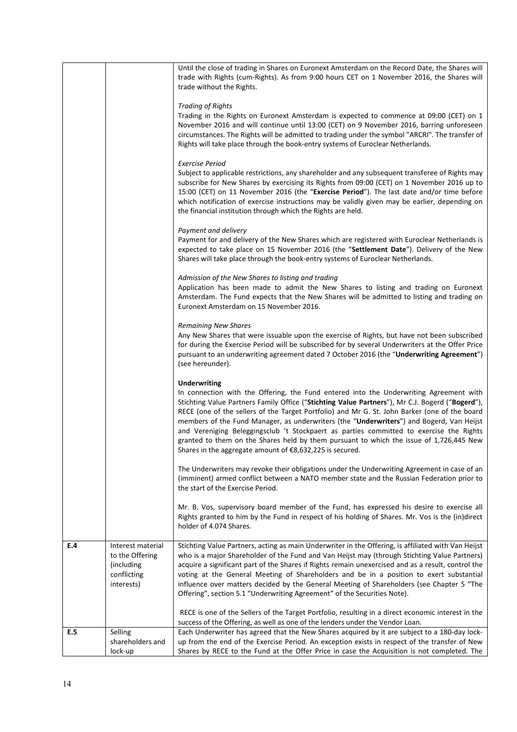| | | |
|---|---|---|
| | | Until the close of trading in Shares on Euronext Amsterdam on the Record Date, the Shares will trade with Rights (cum-Rights). As from 9:00 hours CET on 1 November 2016, the Shares will trade without the Rights.<br><br>*Trading of Rights*<br>Trading in the Rights on Euronext Amsterdam is expected to commence at 09:00 (CET) on 1 November 2016 and will continue until 13:00 (CET) on 9 November 2016, barring unforeseen circumstances. The Rights will be admitted to trading under the symbol "ARCRI". The transfer of Rights will take place through the book-entry systems of Euroclear Netherlands.<br><br>*Exercise Period*<br>Subject to applicable restrictions, any shareholder and any subsequent transferee of Rights may subscribe for New Shares by exercising its Rights from 09:00 (CET) on 1 November 2016 up to 15:00 (CET) on 11 November 2016 (the "**Exercise Period**"). The last date and/or time before which notification of exercise instructions may be validly given may be earlier, depending on the financial institution through which the Rights are held.<br><br>*Payment and delivery*<br>Payment for and delivery of the New Shares which are registered with Euroclear Netherlands is expected to take place on 15 November 2016 (the "**Settlement Date**"). Delivery of the New Shares will take place through the book-entry systems of Euroclear Netherlands.<br><br>*Admission of the New Shares to listing and trading*<br>Application has been made to admit the New Shares to listing and trading on Euronext Amsterdam. The Fund expects that the New Shares will be admitted to listing and trading on Euronext Amsterdam on 15 November 2016.<br><br>*Remaining New Shares*<br>Any New Shares that were issuable upon the exercise of Rights, but have not been subscribed for during the Exercise Period will be subscribed for by several Underwriters at the Offer Price pursuant to an underwriting agreement dated 7 October 2016 (the "**Underwriting Agreement**") (see hereunder).<br><br>**Underwriting**<br>In connection with the Offering, the Fund entered into the Underwriting Agreement with Stichting Value Partners Family Office ("**Stichting Value Partners**"), Mr C.J. Bogerd ("**Bogerd**"), RECE (one of the sellers of the Target Portfolio) and Mr G. St. John Barker (one of the board members of the Fund Manager, as underwriters (the "**Underwriters**") and Bogerd, Van Heijst and Vereniging Beleggingsclub 't Stockpaert as parties committed to exercise the Rights granted to them on the Shares held by them pursuant to which the issue of 1,726,445 New Shares in the aggregate amount of €8,632,225 is secured.<br><br>The Underwriters may revoke their obligations under the Underwriting Agreement in case of an (imminent) armed conflict between a NATO member state and the Russian Federation prior to the start of the Exercise Period.<br><br>Mr. B. Vos, supervisory board member of the Fund, has expressed his desire to exercise all Rights granted to him by the Fund in respect of his holding of Shares. Mr. Vos is the (in)direct holder of 4.074 Shares. |
| **E.4** | Interest material to the Offering (including conflicting interests) | Stichting Value Partners, acting as main Underwriter in the Offering, is affiliated with Van Heijst who is a major Shareholder of the Fund and Van Heijst may (through Stichting Value Partners) acquire a significant part of the Shares if Rights remain unexercised and as a result, control the voting at the General Meeting of Shareholders and be in a position to exert substantial influence over matters decided by the General Meeting of Shareholders (see Chapter 5 "The Offering", section 5.1 "Underwriting Agreement" of the Securities Note).<br><br>RECE is one of the Sellers of the Target Portfolio, resulting in a direct economic interest in the success of the Offering, as well as one of the lenders under the Vendor Loan. |
| **E.5** | Selling shareholders and lock-up | Each Underwriter has agreed that the New Shares acquired by it are subject to a 180-day lock-up from the end of the Exercise Period. An exception exists in respect of the transfer of New Shares by RECE to the Fund at the Offer Price in case the Acquisition is not completed. The |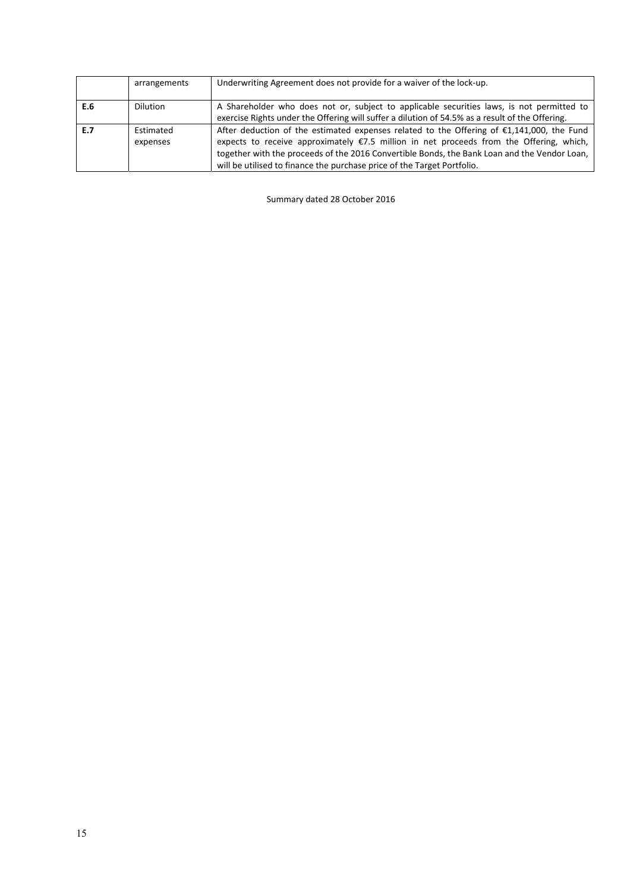| | | |
|---|---|---|
| | arrangements | Underwriting Agreement does not provide for a waiver of the lock-up. |
| **E.6** | Dilution | A Shareholder who does not or, subject to applicable securities laws, is not permitted to exercise Rights under the Offering will suffer a dilution of 54.5% as a result of the Offering. |
| **E.7** | Estimated expenses | After deduction of the estimated expenses related to the Offering of €1,141,000, the Fund expects to receive approximately €7.5 million in net proceeds from the Offering, which, together with the proceeds of the 2016 Convertible Bonds, the Bank Loan and the Vendor Loan, will be utilised to finance the purchase price of the Target Portfolio. |

Summary dated 28 October 2016